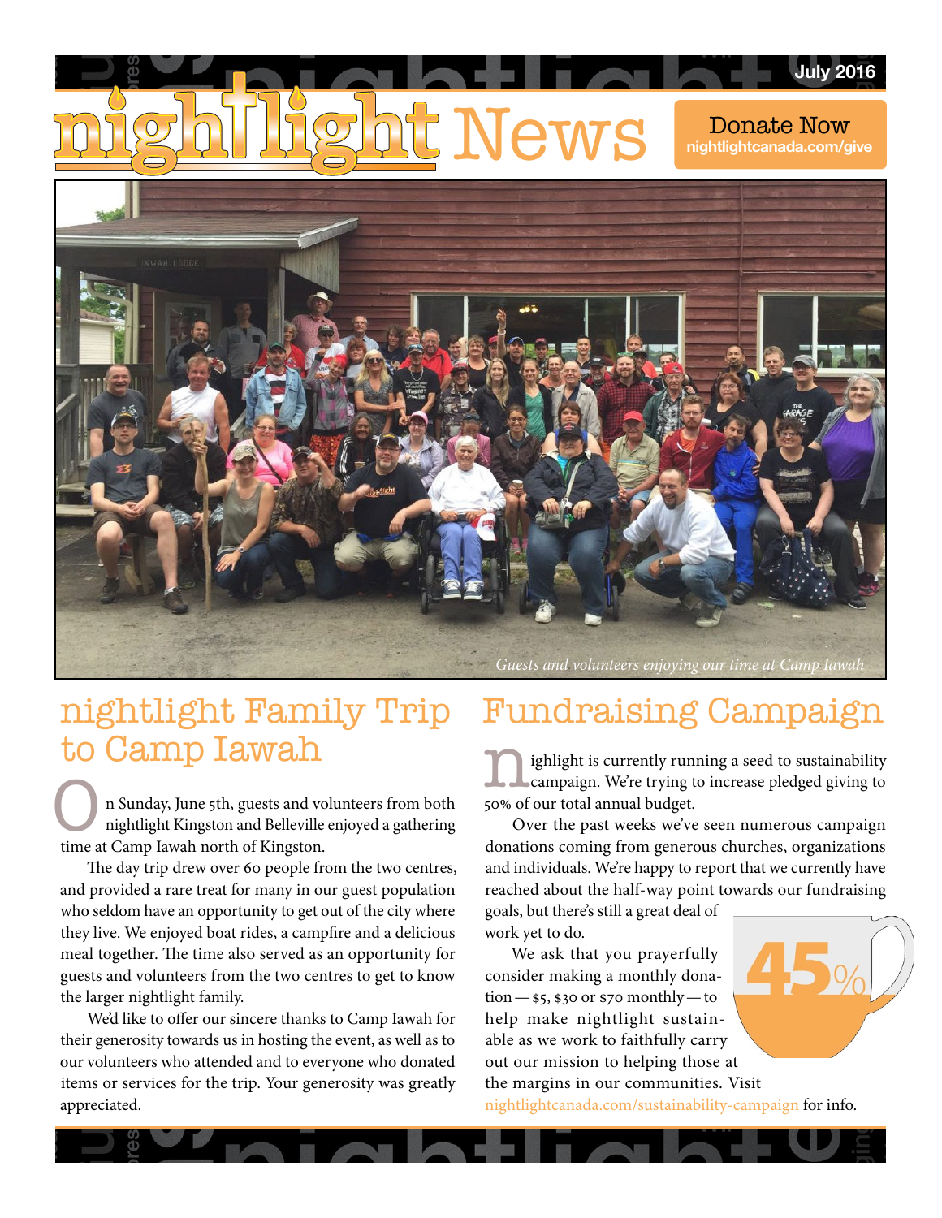July 2016

# nightlight News

Donate Now
nightlightcanada.com/give

*Guests and volunteers enjoying our time at Camp Iawah*

## nightlight Family Trip to Camp Iawah

On Sunday, June 5th, guests and volunteers from both nightlight Kingston and Belleville enjoyed a gathering time at Camp Iawah north of Kingston.

The day trip drew over 60 people from the two centres, and provided a rare treat for many in our guest population who seldom have an opportunity to get out of the city where they live. We enjoyed boat rides, a campfire and a delicious meal together. The time also served as an opportunity for guests and volunteers from the two centres to get to know the larger nightlight family.

We'd like to offer our sincere thanks to Camp Iawah for their generosity towards us in hosting the event, as well as to our volunteers who attended and to everyone who donated items or services for the trip. Your generosity was greatly appreciated.

## Fundraising Campaign

nighlight is currently running a seed to sustainability campaign. We're trying to increase pledged giving to 50% of our total annual budget.

Over the past weeks we've seen numerous campaign donations coming from generous churches, organizations and individuals. We're happy to report that we currently have reached about the half-way point towards our fundraising goals, but there's still a great deal of work yet to do.

45%

We ask that you prayerfully consider making a monthly donation — $5, $30 or $70 monthly — to help make nightlight sustainable as we work to faithfully carry out our mission to helping those at the margins in our communities. Visit nightlightcanada.com/sustainability-campaign for info.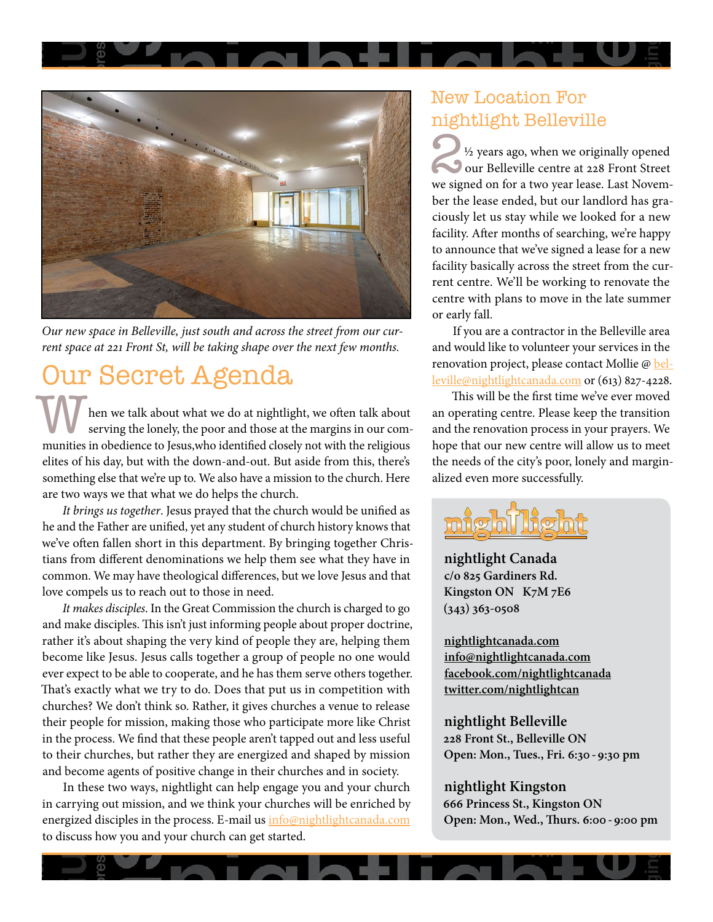*Our new space in Belleville, just south and across the street from our current space at 221 Front St, will be taking shape over the next few months.*

# Our Secret Agenda

When we talk about what we do at nightlight, we often talk about serving the lonely, the poor and those at the margins in our communities in obedience to Jesus,who identified closely not with the religious elites of his day, but with the down-and-out. But aside from this, there's something else that we're up to. We also have a mission to the church. Here are two ways we that what we do helps the church.

*It brings us together*. Jesus prayed that the church would be unified as he and the Father are unified, yet any student of church history knows that we've often fallen short in this department. By bringing together Christians from different denominations we help them see what they have in common. We may have theological differences, but we love Jesus and that love compels us to reach out to those in need.

*It makes disciples*. In the Great Commission the church is charged to go and make disciples. This isn't just informing people about proper doctrine, rather it's about shaping the very kind of people they are, helping them become like Jesus. Jesus calls together a group of people no one would ever expect to be able to cooperate, and he has them serve others together. That's exactly what we try to do. Does that put us in competition with churches? We don't think so. Rather, it gives churches a venue to release their people for mission, making those who participate more like Christ in the process. We find that these people aren't tapped out and less useful to their churches, but rather they are energized and shaped by mission and become agents of positive change in their churches and in society.

In these two ways, nightlight can help engage you and your church in carrying out mission, and we think your churches will be enriched by energized disciples in the process. E-mail us info@nightlightcanada.com to discuss how you and your church can get started.

## New Location For nightlight Belleville

2 ½ years ago, when we originally opened our Belleville centre at 228 Front Street we signed on for a two year lease. Last November the lease ended, but our landlord has graciously let us stay while we looked for a new facility. After months of searching, we're happy to announce that we've signed a lease for a new facility basically across the street from the current centre. We'll be working to renovate the centre with plans to move in the late summer or early fall.

If you are a contractor in the Belleville area and would like to volunteer your services in the renovation project, please contact Mollie @ belleville@nightlightcanada.com or (613) 827-4228.

This will be the first time we've ever moved an operating centre. Please keep the transition and the renovation process in your prayers. We hope that our new centre will allow us to meet the needs of the city's poor, lonely and marginalized even more successfully.

nightlight

**nightlight Canada**
**c/o 825 Gardiners Rd.**
**Kingston ON K7M 7E6**
**(343) 363-0508**

**nightlightcanada.com**
**info@nightlightcanada.com**
**facebook.com/nightlightcanada**
**twitter.com/nightlightcan**

**nightlight Belleville**
**228 Front St., Belleville ON**
**Open: Mon., Tues., Fri. 6:30 - 9:30 pm**

**nightlight Kingston**
**666 Princess St., Kingston ON**
**Open: Mon., Wed., Thurs. 6:00 - 9:00 pm**